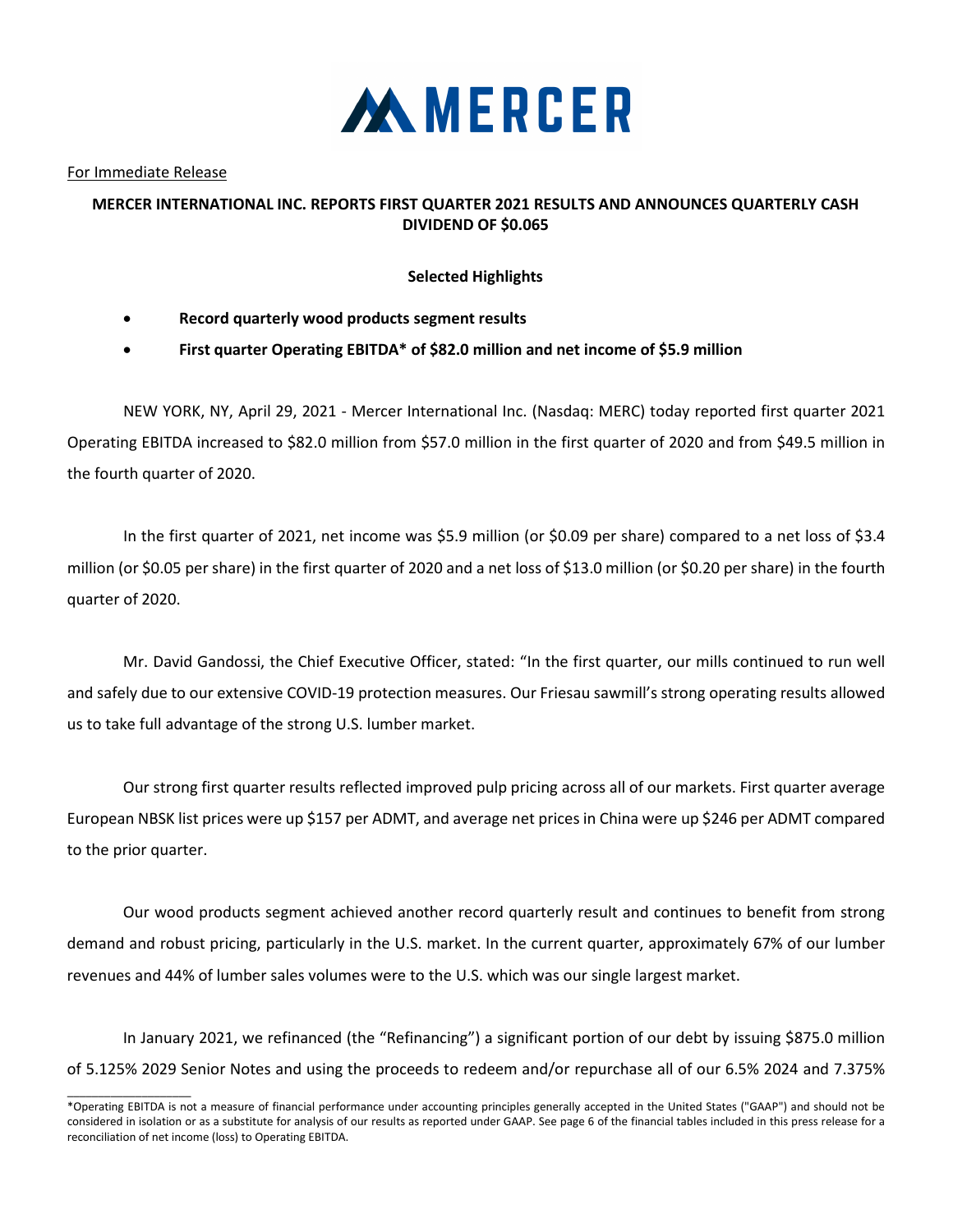# MERCER

For Immediate Release

**MERCER INTERNATIONAL INC. REPORTS FIRST QUARTER 2021 RESULTS AND ANNOUNCES QUARTERLY CASH DIVIDEND OF $0.065**

**Selected Highlights**

- **Record quarterly wood products segment results**
- **First quarter Operating EBITDA* of $82.0 million and net income of $5.9 million**

NEW YORK, NY, April 29, 2021 - Mercer International Inc. (Nasdaq: MERC) today reported first quarter 2021 Operating EBITDA increased to $82.0 million from $57.0 million in the first quarter of 2020 and from $49.5 million in the fourth quarter of 2020.

In the first quarter of 2021, net income was $5.9 million (or $0.09 per share) compared to a net loss of $3.4 million (or $0.05 per share) in the first quarter of 2020 and a net loss of $13.0 million (or $0.20 per share) in the fourth quarter of 2020.

Mr. David Gandossi, the Chief Executive Officer, stated: "In the first quarter, our mills continued to run well and safely due to our extensive COVID-19 protection measures. Our Friesau sawmill's strong operating results allowed us to take full advantage of the strong U.S. lumber market.

Our strong first quarter results reflected improved pulp pricing across all of our markets. First quarter average European NBSK list prices were up $157 per ADMT, and average net prices in China were up $246 per ADMT compared to the prior quarter.

Our wood products segment achieved another record quarterly result and continues to benefit from strong demand and robust pricing, particularly in the U.S. market. In the current quarter, approximately 67% of our lumber revenues and 44% of lumber sales volumes were to the U.S. which was our single largest market.

In January 2021, we refinanced (the "Refinancing") a significant portion of our debt by issuing $875.0 million of 5.125% 2029 Senior Notes and using the proceeds to redeem and/or repurchase all of our 6.5% 2024 and 7.375%

---

*Operating EBITDA is not a measure of financial performance under accounting principles generally accepted in the United States ("GAAP") and should not be considered in isolation or as a substitute for analysis of our results as reported under GAAP. See page 6 of the financial tables included in this press release for a reconciliation of net income (loss) to Operating EBITDA.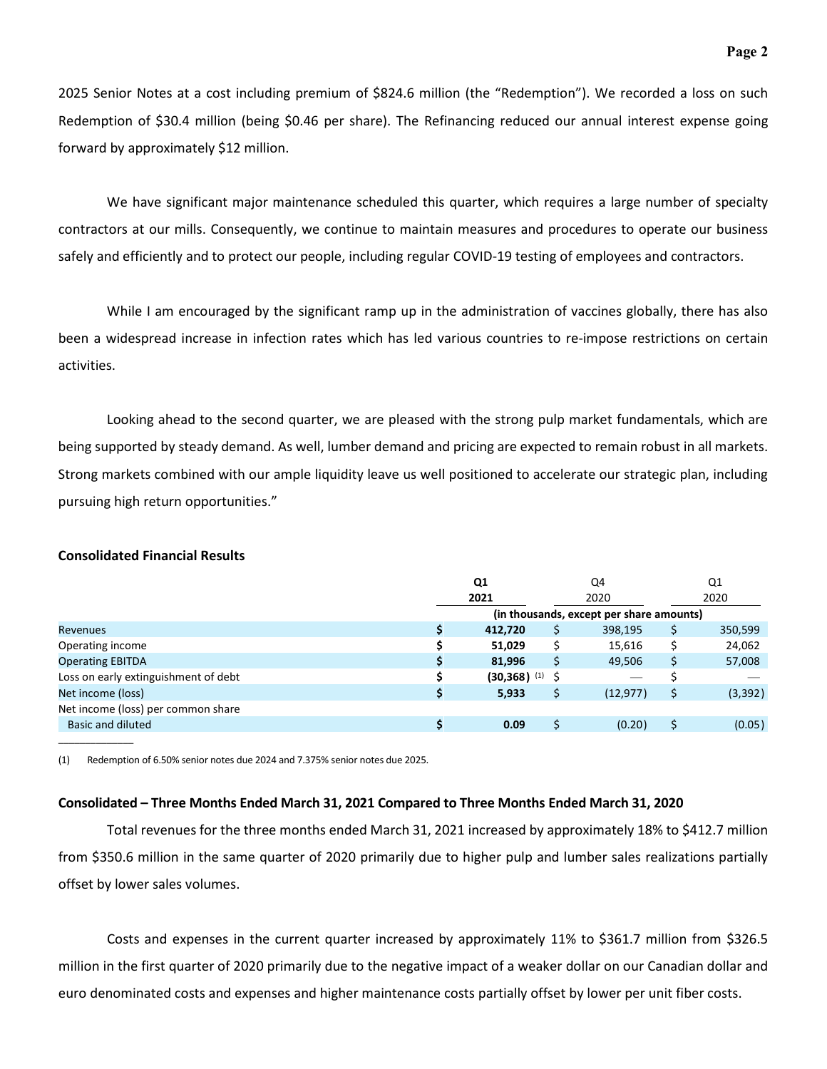2025 Senior Notes at a cost including premium of $824.6 million (the "Redemption"). We recorded a loss on such Redemption of $30.4 million (being $0.46 per share). The Refinancing reduced our annual interest expense going forward by approximately $12 million.

We have significant major maintenance scheduled this quarter, which requires a large number of specialty contractors at our mills. Consequently, we continue to maintain measures and procedures to operate our business safely and efficiently and to protect our people, including regular COVID-19 testing of employees and contractors.

While I am encouraged by the significant ramp up in the administration of vaccines globally, there has also been a widespread increase in infection rates which has led various countries to re-impose restrictions on certain activities.

Looking ahead to the second quarter, we are pleased with the strong pulp market fundamentals, which are being supported by steady demand. As well, lumber demand and pricing are expected to remain robust in all markets. Strong markets combined with our ample liquidity leave us well positioned to accelerate our strategic plan, including pursuing high return opportunities."

**Consolidated Financial Results**

| | Q1 2021 | Q4 2020 | Q1 2020 |
|---|---|---|---|
| | (in thousands, except per share amounts) | | |
| Revenues | **$ 412,720** | $ 398,195 | $ 350,599 |
| Operating income | **$ 51,029** | $ 15,616 | $ 24,062 |
| Operating EBITDA | **$ 81,996** | $ 49,506 | $ 57,008 |
| Loss on early extinguishment of debt | **$ (30,368)** (1) | $ — | $ — |
| Net income (loss) | **$ 5,933** | $ (12,977) | $ (3,392) |
| Net income (loss) per common share | | | |
| Basic and diluted | **$ 0.09** | $ (0.20) | $ (0.05) |

(1) Redemption of 6.50% senior notes due 2024 and 7.375% senior notes due 2025.

**Consolidated – Three Months Ended March 31, 2021 Compared to Three Months Ended March 31, 2020**

Total revenues for the three months ended March 31, 2021 increased by approximately 18% to $412.7 million from $350.6 million in the same quarter of 2020 primarily due to higher pulp and lumber sales realizations partially offset by lower sales volumes.

Costs and expenses in the current quarter increased by approximately 11% to $361.7 million from $326.5 million in the first quarter of 2020 primarily due to the negative impact of a weaker dollar on our Canadian dollar and euro denominated costs and expenses and higher maintenance costs partially offset by lower per unit fiber costs.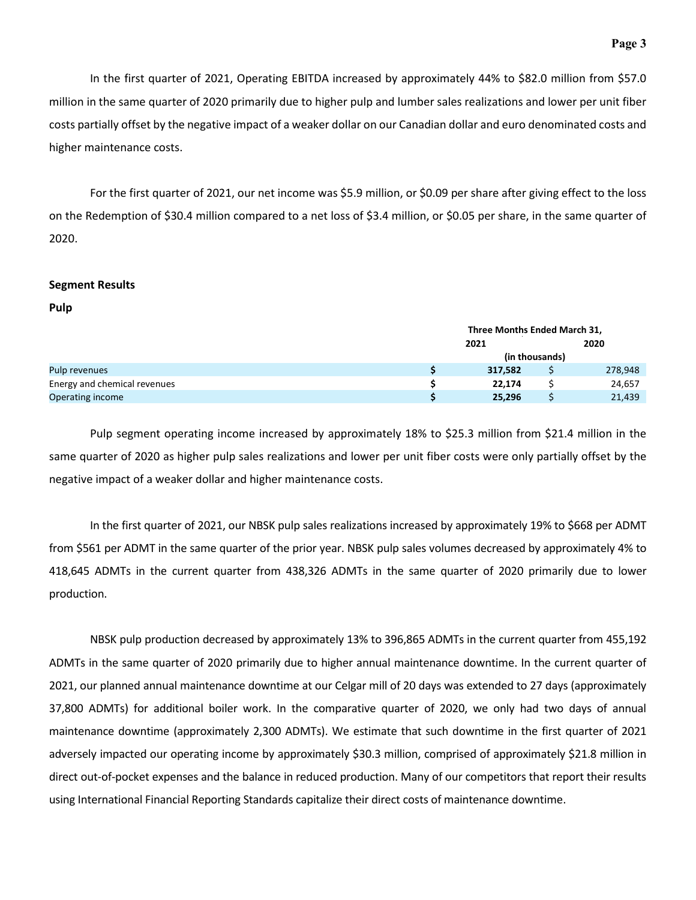In the first quarter of 2021, Operating EBITDA increased by approximately 44% to $82.0 million from $57.0 million in the same quarter of 2020 primarily due to higher pulp and lumber sales realizations and lower per unit fiber costs partially offset by the negative impact of a weaker dollar on our Canadian dollar and euro denominated costs and higher maintenance costs.

For the first quarter of 2021, our net income was $5.9 million, or $0.09 per share after giving effect to the loss on the Redemption of $30.4 million compared to a net loss of $3.4 million, or $0.05 per share, in the same quarter of 2020.

## Segment Results

### Pulp

| | Three Months Ended March 31, | |
|---|---|---|
| | **2021** | **2020** |
| | (in thousands) | |
| Pulp revenues | **$ 317,582** | $ 278,948 |
| Energy and chemical revenues | **$ 22,174** | $ 24,657 |
| Operating income | **$ 25,296** | $ 21,439 |

Pulp segment operating income increased by approximately 18% to $25.3 million from $21.4 million in the same quarter of 2020 as higher pulp sales realizations and lower per unit fiber costs were only partially offset by the negative impact of a weaker dollar and higher maintenance costs.

In the first quarter of 2021, our NBSK pulp sales realizations increased by approximately 19% to $668 per ADMT from $561 per ADMT in the same quarter of the prior year. NBSK pulp sales volumes decreased by approximately 4% to 418,645 ADMTs in the current quarter from 438,326 ADMTs in the same quarter of 2020 primarily due to lower production.

NBSK pulp production decreased by approximately 13% to 396,865 ADMTs in the current quarter from 455,192 ADMTs in the same quarter of 2020 primarily due to higher annual maintenance downtime. In the current quarter of 2021, our planned annual maintenance downtime at our Celgar mill of 20 days was extended to 27 days (approximately 37,800 ADMTs) for additional boiler work. In the comparative quarter of 2020, we only had two days of annual maintenance downtime (approximately 2,300 ADMTs). We estimate that such downtime in the first quarter of 2021 adversely impacted our operating income by approximately $30.3 million, comprised of approximately $21.8 million in direct out-of-pocket expenses and the balance in reduced production. Many of our competitors that report their results using International Financial Reporting Standards capitalize their direct costs of maintenance downtime.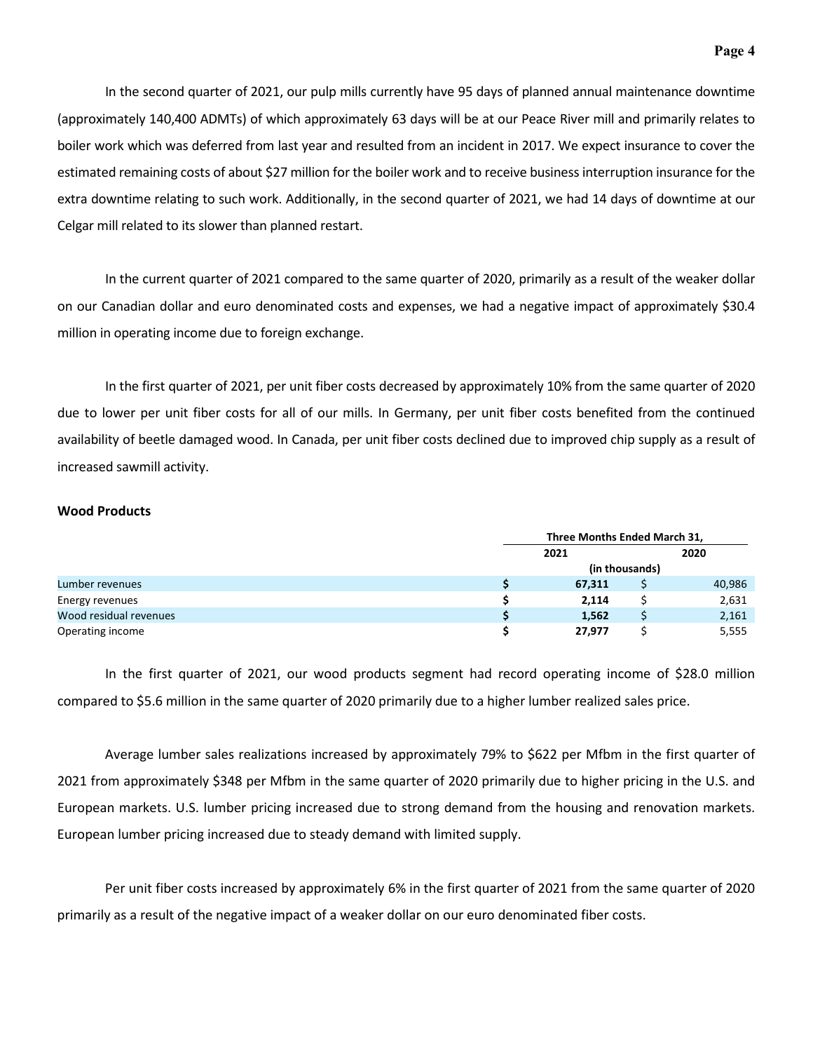In the second quarter of 2021, our pulp mills currently have 95 days of planned annual maintenance downtime (approximately 140,400 ADMTs) of which approximately 63 days will be at our Peace River mill and primarily relates to boiler work which was deferred from last year and resulted from an incident in 2017. We expect insurance to cover the estimated remaining costs of about $27 million for the boiler work and to receive business interruption insurance for the extra downtime relating to such work. Additionally, in the second quarter of 2021, we had 14 days of downtime at our Celgar mill related to its slower than planned restart.

In the current quarter of 2021 compared to the same quarter of 2020, primarily as a result of the weaker dollar on our Canadian dollar and euro denominated costs and expenses, we had a negative impact of approximately $30.4 million in operating income due to foreign exchange.

In the first quarter of 2021, per unit fiber costs decreased by approximately 10% from the same quarter of 2020 due to lower per unit fiber costs for all of our mills. In Germany, per unit fiber costs benefited from the continued availability of beetle damaged wood. In Canada, per unit fiber costs declined due to improved chip supply as a result of increased sawmill activity.

**Wood Products**

| | Three Months Ended March 31, | |
|---|---|---|
| | 2021 | 2020 |
| | (in thousands) | |
| Lumber revenues | **$ 67,311** | $ 40,986 |
| Energy revenues | **$ 2,114** | $ 2,631 |
| Wood residual revenues | **$ 1,562** | $ 2,161 |
| Operating income | **$ 27,977** | $ 5,555 |

In the first quarter of 2021, our wood products segment had record operating income of $28.0 million compared to $5.6 million in the same quarter of 2020 primarily due to a higher lumber realized sales price.

Average lumber sales realizations increased by approximately 79% to $622 per Mfbm in the first quarter of 2021 from approximately $348 per Mfbm in the same quarter of 2020 primarily due to higher pricing in the U.S. and European markets. U.S. lumber pricing increased due to strong demand from the housing and renovation markets. European lumber pricing increased due to steady demand with limited supply.

Per unit fiber costs increased by approximately 6% in the first quarter of 2021 from the same quarter of 2020 primarily as a result of the negative impact of a weaker dollar on our euro denominated fiber costs.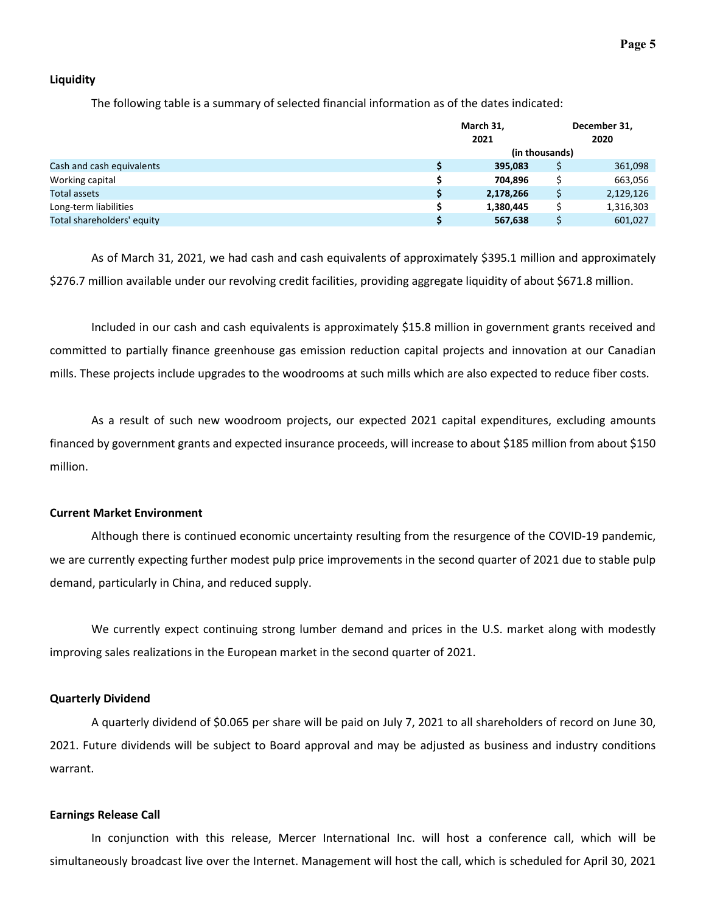### Liquidity

The following table is a summary of selected financial information as of the dates indicated:

| | March 31, 2021 | December 31, 2020 |
|---|---|---|
| | (in thousands) | |
| Cash and cash equivalents | **$ 395,083** | $ 361,098 |
| Working capital | **$ 704,896** | $ 663,056 |
| Total assets | **$ 2,178,266** | $ 2,129,126 |
| Long-term liabilities | **$ 1,380,445** | $ 1,316,303 |
| Total shareholders' equity | **$ 567,638** | $ 601,027 |

As of March 31, 2021, we had cash and cash equivalents of approximately $395.1 million and approximately $276.7 million available under our revolving credit facilities, providing aggregate liquidity of about $671.8 million.

Included in our cash and cash equivalents is approximately $15.8 million in government grants received and committed to partially finance greenhouse gas emission reduction capital projects and innovation at our Canadian mills. These projects include upgrades to the woodrooms at such mills which are also expected to reduce fiber costs.

As a result of such new woodroom projects, our expected 2021 capital expenditures, excluding amounts financed by government grants and expected insurance proceeds, will increase to about $185 million from about $150 million.

### Current Market Environment

Although there is continued economic uncertainty resulting from the resurgence of the COVID-19 pandemic, we are currently expecting further modest pulp price improvements in the second quarter of 2021 due to stable pulp demand, particularly in China, and reduced supply.

We currently expect continuing strong lumber demand and prices in the U.S. market along with modestly improving sales realizations in the European market in the second quarter of 2021.

### Quarterly Dividend

A quarterly dividend of $0.065 per share will be paid on July 7, 2021 to all shareholders of record on June 30, 2021. Future dividends will be subject to Board approval and may be adjusted as business and industry conditions warrant.

### Earnings Release Call

In conjunction with this release, Mercer International Inc. will host a conference call, which will be simultaneously broadcast live over the Internet. Management will host the call, which is scheduled for April 30, 2021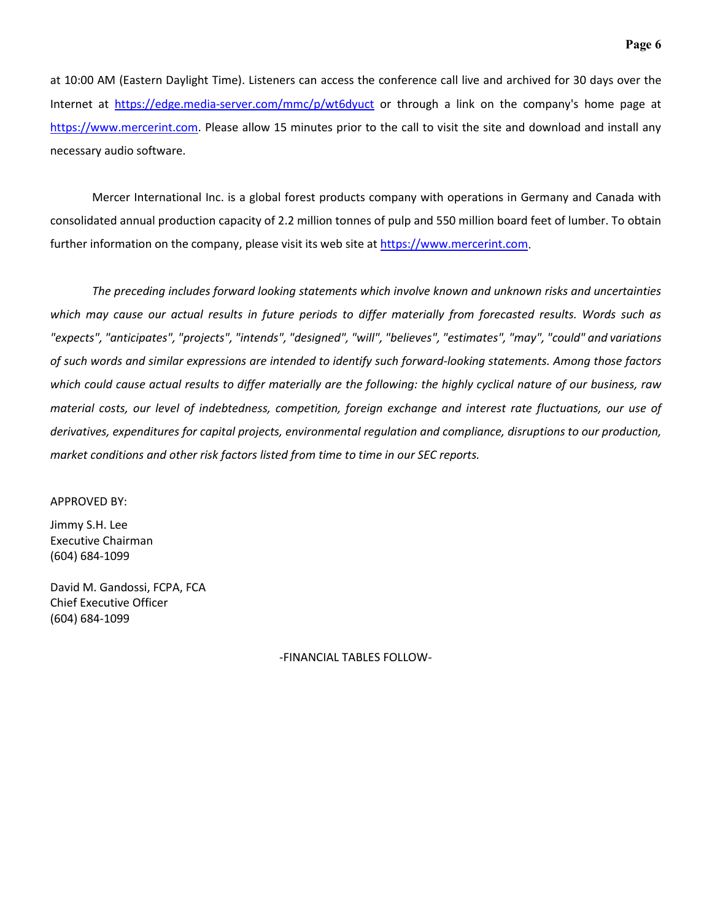at 10:00 AM (Eastern Daylight Time). Listeners can access the conference call live and archived for 30 days over the Internet at https://edge.media-server.com/mmc/p/wt6dyuct or through a link on the company's home page at https://www.mercerint.com. Please allow 15 minutes prior to the call to visit the site and download and install any necessary audio software.

Mercer International Inc. is a global forest products company with operations in Germany and Canada with consolidated annual production capacity of 2.2 million tonnes of pulp and 550 million board feet of lumber. To obtain further information on the company, please visit its web site at https://www.mercerint.com.

*The preceding includes forward looking statements which involve known and unknown risks and uncertainties which may cause our actual results in future periods to differ materially from forecasted results. Words such as "expects", "anticipates", "projects", "intends", "designed", "will", "believes", "estimates", "may", "could" and variations of such words and similar expressions are intended to identify such forward-looking statements. Among those factors which could cause actual results to differ materially are the following: the highly cyclical nature of our business, raw material costs, our level of indebtedness, competition, foreign exchange and interest rate fluctuations, our use of derivatives, expenditures for capital projects, environmental regulation and compliance, disruptions to our production, market conditions and other risk factors listed from time to time in our SEC reports.*

APPROVED BY:

Jimmy S.H. Lee
Executive Chairman
(604) 684-1099

David M. Gandossi, FCPA, FCA
Chief Executive Officer
(604) 684-1099

-FINANCIAL TABLES FOLLOW-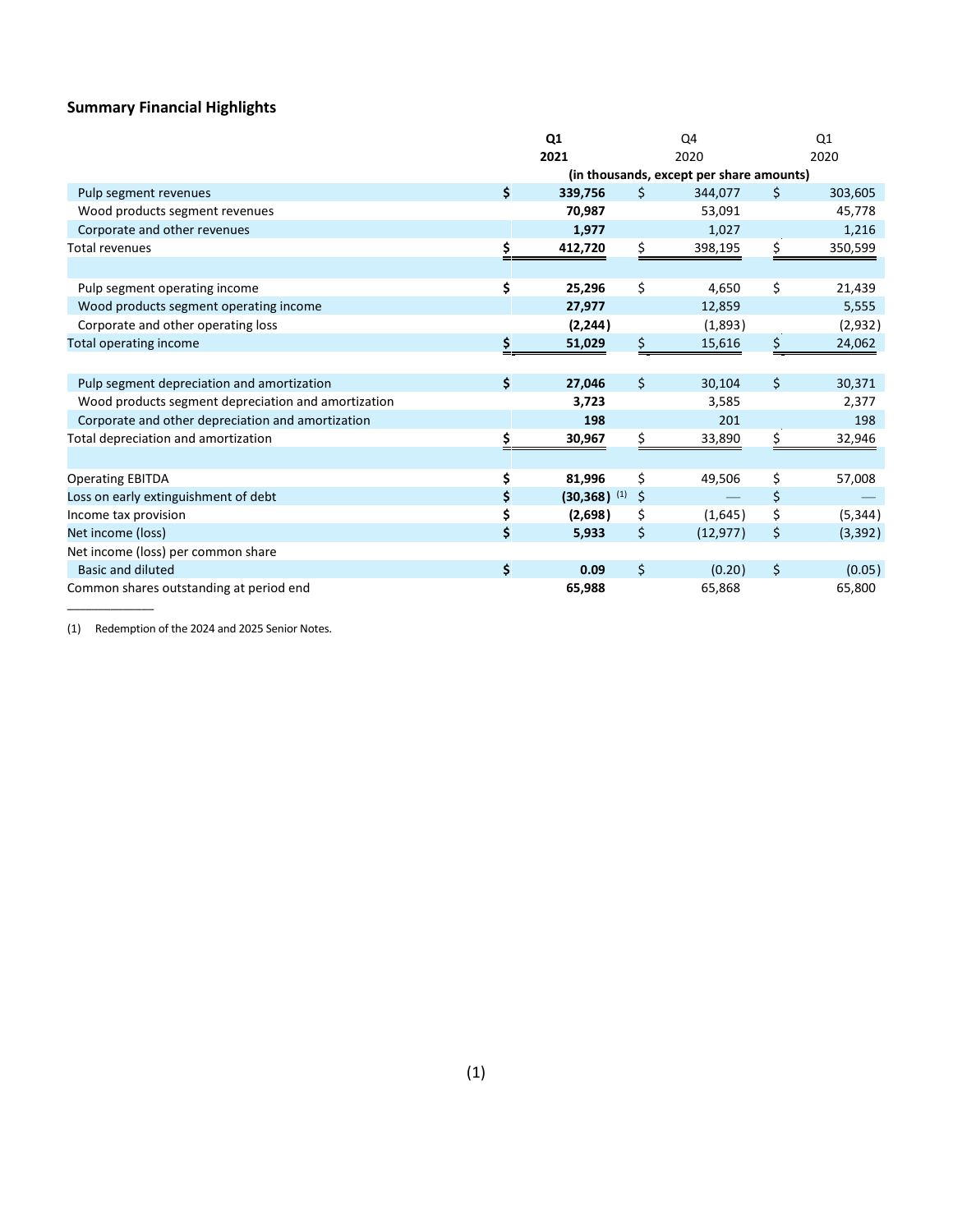## Summary Financial Highlights

| | Q1 2021 | Q4 2020 | Q1 2020 |
|---|---|---|---|
| | (in thousands, except per share amounts) | | |
| Pulp segment revenues | $ 339,756 | $ 344,077 | $ 303,605 |
| Wood products segment revenues | 70,987 | 53,091 | 45,778 |
| Corporate and other revenues | 1,977 | 1,027 | 1,216 |
| Total revenues | $ 412,720 | $ 398,195 | $ 350,599 |
| | | | |
| Pulp segment operating income | $ 25,296 | $ 4,650 | $ 21,439 |
| Wood products segment operating income | 27,977 | 12,859 | 5,555 |
| Corporate and other operating loss | (2,244) | (1,893) | (2,932) |
| Total operating income | $ 51,029 | $ 15,616 | $ 24,062 |
| | | | |
| Pulp segment depreciation and amortization | $ 27,046 | $ 30,104 | $ 30,371 |
| Wood products segment depreciation and amortization | 3,723 | 3,585 | 2,377 |
| Corporate and other depreciation and amortization | 198 | 201 | 198 |
| Total depreciation and amortization | $ 30,967 | $ 33,890 | $ 32,946 |
| | | | |
| Operating EBITDA | $ 81,996 | $ 49,506 | $ 57,008 |
| Loss on early extinguishment of debt | $ (30,368) [1] | $ — | $ — |
| Income tax provision | $ (2,698) | $ (1,645) | $ (5,344) |
| Net income (loss) | $ 5,933 | $ (12,977) | $ (3,392) |
| Net income (loss) per common share | | | |
| Basic and diluted | $ 0.09 | $ (0.20) | $ (0.05) |
| Common shares outstanding at period end | 65,988 | 65,868 | 65,800 |

(1) Redemption of the 2024 and 2025 Senior Notes.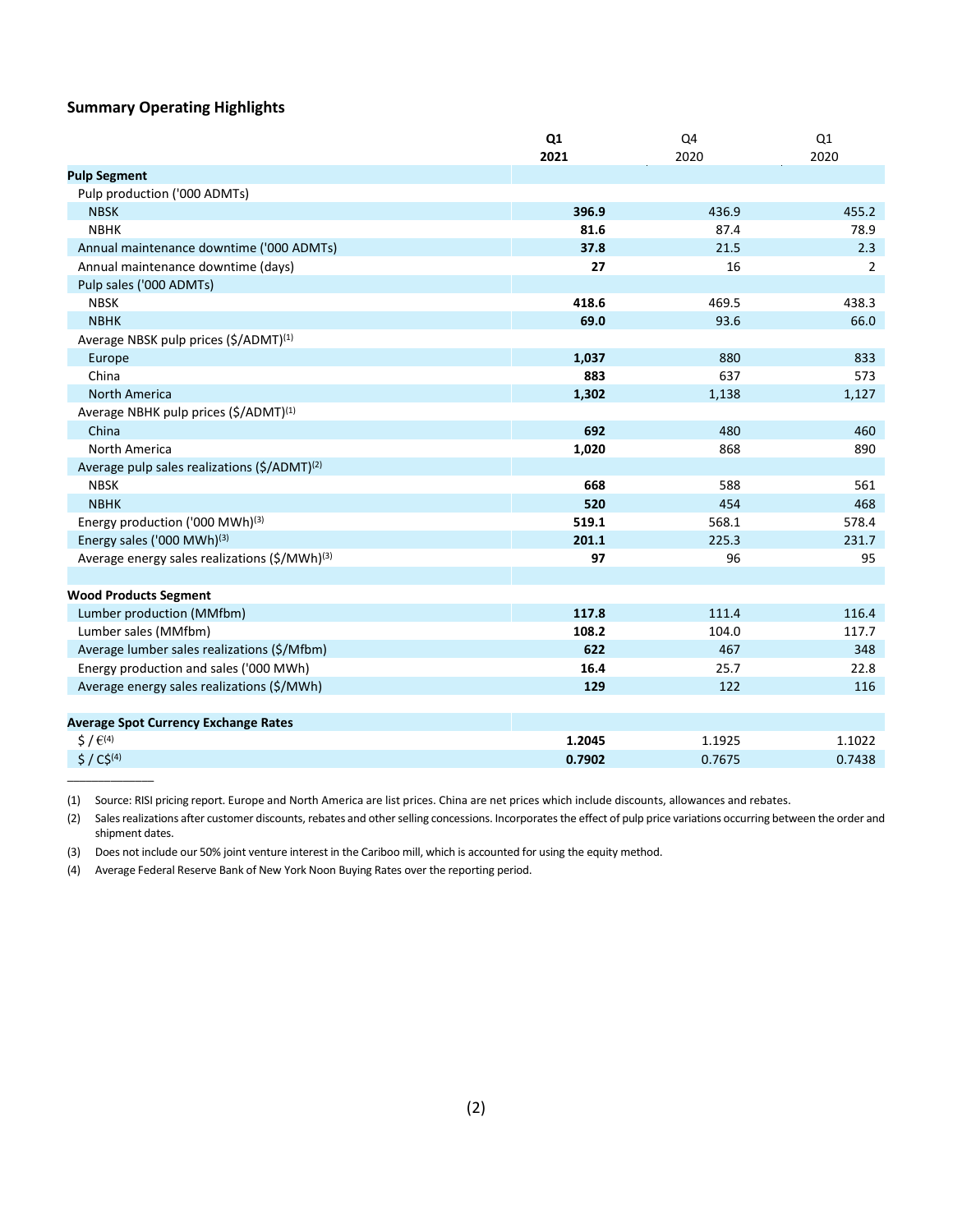## Summary Operating Highlights

| | Q1 2021 | Q4 2020 | Q1 2020 |
|---|---|---|---|
| **Pulp Segment** | | | |
| Pulp production ('000 ADMTs) | | | |
| NBSK | **396.9** | 436.9 | 455.2 |
| NBHK | **81.6** | 87.4 | 78.9 |
| Annual maintenance downtime ('000 ADMTs) | **37.8** | 21.5 | 2.3 |
| Annual maintenance downtime (days) | **27** | 16 | 2 |
| Pulp sales ('000 ADMTs) | | | |
| NBSK | **418.6** | 469.5 | 438.3 |
| NBHK | **69.0** | 93.6 | 66.0 |
| Average NBSK pulp prices ($/ADMT)[1] | | | |
| Europe | **1,037** | 880 | 833 |
| China | **883** | 637 | 573 |
| North America | **1,302** | 1,138 | 1,127 |
| Average NBHK pulp prices ($/ADMT)[1] | | | |
| China | **692** | 480 | 460 |
| North America | **1,020** | 868 | 890 |
| Average pulp sales realizations ($/ADMT)[2] | | | |
| NBSK | **668** | 588 | 561 |
| NBHK | **520** | 454 | 468 |
| Energy production ('000 MWh)[3] | **519.1** | 568.1 | 578.4 |
| Energy sales ('000 MWh)[3] | **201.1** | 225.3 | 231.7 |
| Average energy sales realizations ($/MWh)[3] | **97** | 96 | 95 |
| | | | |
| **Wood Products Segment** | | | |
| Lumber production (MMfbm) | **117.8** | 111.4 | 116.4 |
| Lumber sales (MMfbm) | **108.2** | 104.0 | 117.7 |
| Average lumber sales realizations ($/Mfbm) | **622** | 467 | 348 |
| Energy production and sales ('000 MWh) | **16.4** | 25.7 | 22.8 |
| Average energy sales realizations ($/MWh) | **129** | 122 | 116 |
| | | | |
| **Average Spot Currency Exchange Rates** | | | |
| $ / €[4] | **1.2045** | 1.1925 | 1.1022 |
| $ / C$[4] | **0.7902** | 0.7675 | 0.7438 |

---

(1) Source: RISI pricing report. Europe and North America are list prices. China are net prices which include discounts, allowances and rebates.

(2) Sales realizations after customer discounts, rebates and other selling concessions. Incorporates the effect of pulp price variations occurring between the order and shipment dates.

(3) Does not include our 50% joint venture interest in the Cariboo mill, which is accounted for using the equity method.

(4) Average Federal Reserve Bank of New York Noon Buying Rates over the reporting period.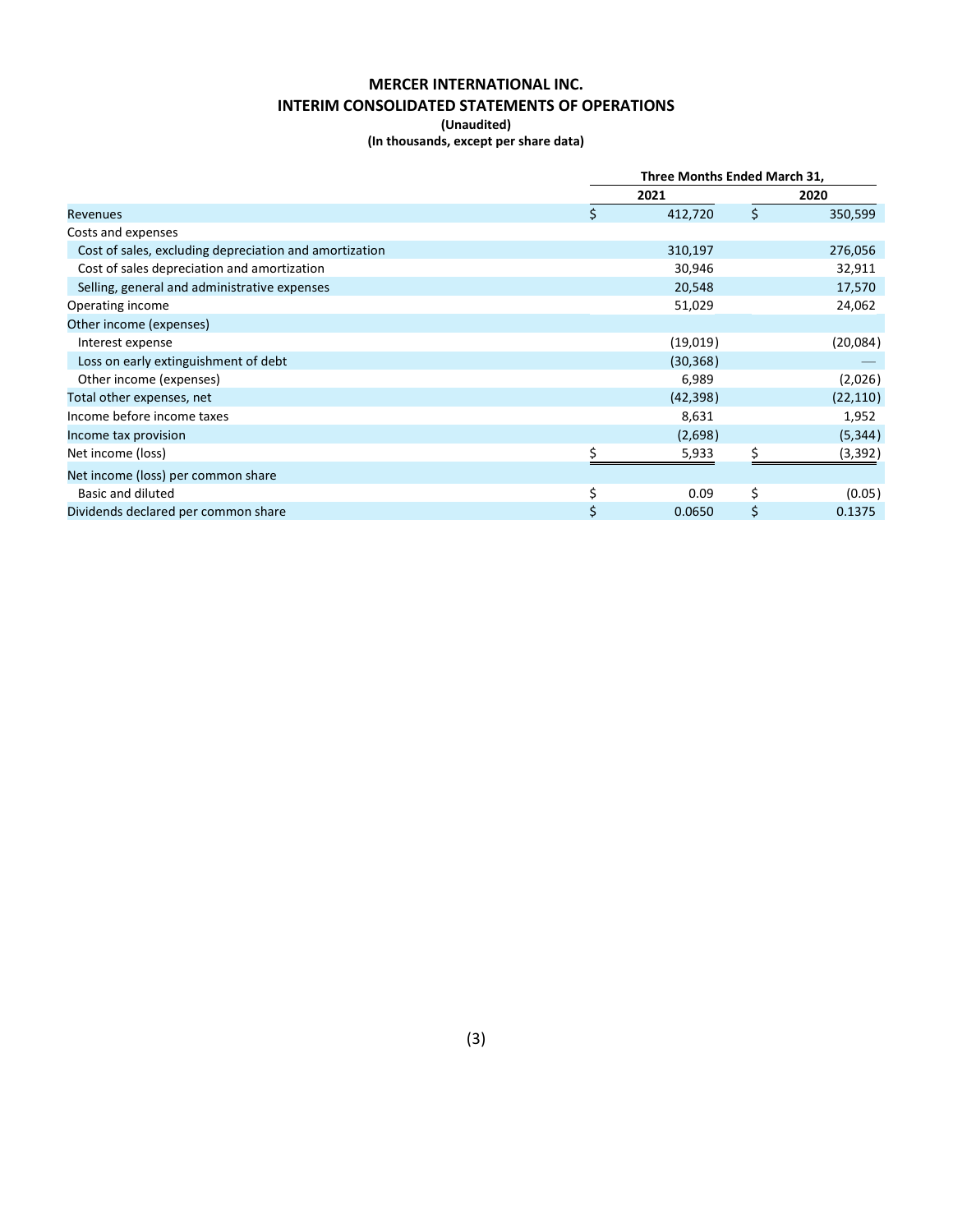# MERCER INTERNATIONAL INC.
## INTERIM CONSOLIDATED STATEMENTS OF OPERATIONS
**(Unaudited)**
**(In thousands, except per share data)**

| | Three Months Ended March 31, | |
|---|---|---|
| | 2021 | 2020 |
| Revenues | $ 412,720 | $ 350,599 |
| Costs and expenses | | |
| Cost of sales, excluding depreciation and amortization | 310,197 | 276,056 |
| Cost of sales depreciation and amortization | 30,946 | 32,911 |
| Selling, general and administrative expenses | 20,548 | 17,570 |
| Operating income | 51,029 | 24,062 |
| Other income (expenses) | | |
| Interest expense | (19,019) | (20,084) |
| Loss on early extinguishment of debt | (30,368) | — |
| Other income (expenses) | 6,989 | (2,026) |
| Total other expenses, net | (42,398) | (22,110) |
| Income before income taxes | 8,631 | 1,952 |
| Income tax provision | (2,698) | (5,344) |
| Net income (loss) | $ 5,933 | $ (3,392) |
| Net income (loss) per common share | | |
| Basic and diluted | $ 0.09 | $ (0.05) |
| Dividends declared per common share | $ 0.0650 | $ 0.1375 |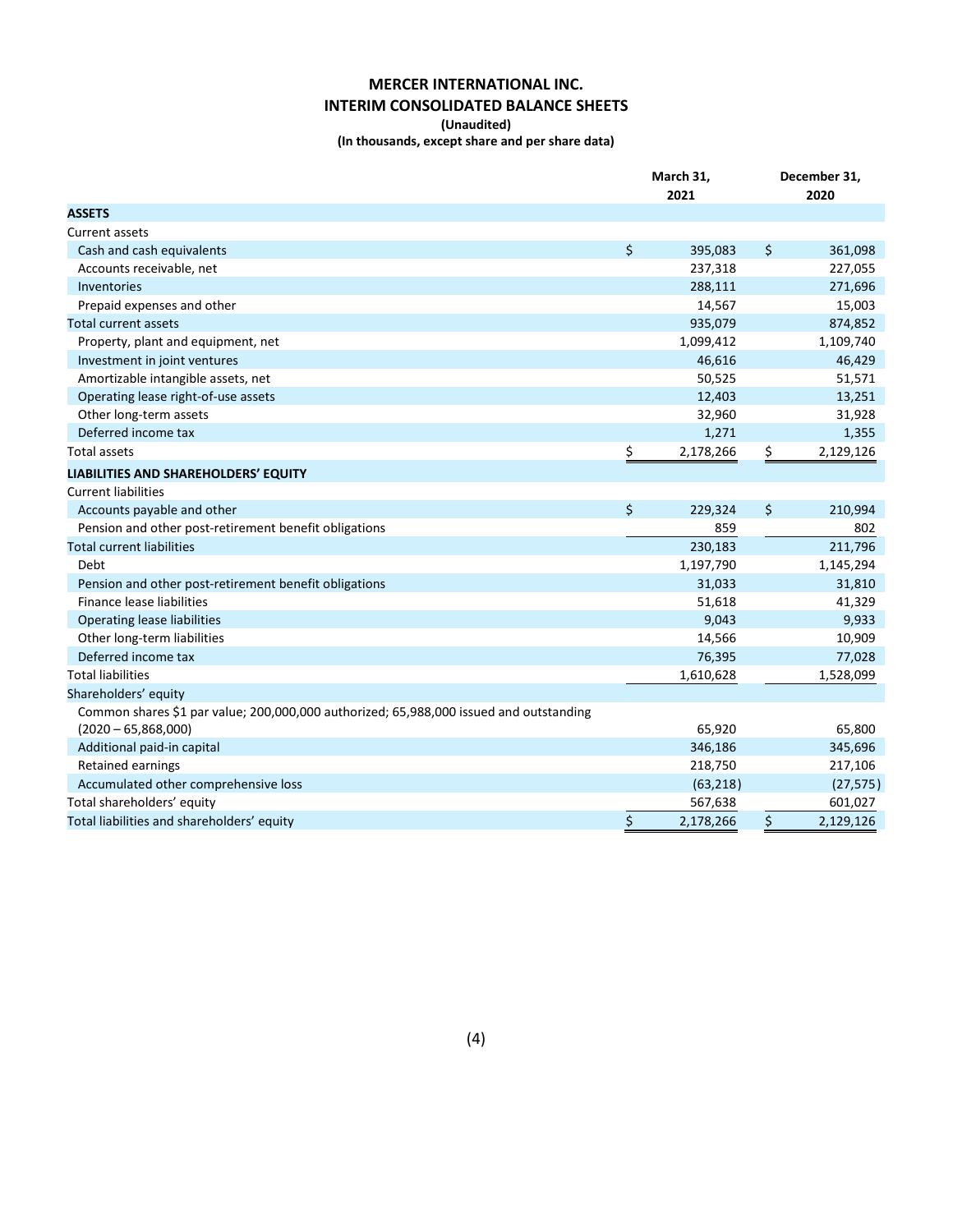# MERCER INTERNATIONAL INC.

## INTERIM CONSOLIDATED BALANCE SHEETS

**(Unaudited)**

**(In thousands, except share and per share data)**

| | March 31, 2021 | December 31, 2020 |
|---|---|---|
| **ASSETS** | | |
| Current assets | | |
| Cash and cash equivalents | $ 395,083 | $ 361,098 |
| Accounts receivable, net | 237,318 | 227,055 |
| Inventories | 288,111 | 271,696 |
| Prepaid expenses and other | 14,567 | 15,003 |
| Total current assets | 935,079 | 874,852 |
| Property, plant and equipment, net | 1,099,412 | 1,109,740 |
| Investment in joint ventures | 46,616 | 46,429 |
| Amortizable intangible assets, net | 50,525 | 51,571 |
| Operating lease right-of-use assets | 12,403 | 13,251 |
| Other long-term assets | 32,960 | 31,928 |
| Deferred income tax | 1,271 | 1,355 |
| Total assets | $ 2,178,266 | $ 2,129,126 |
| **LIABILITIES AND SHAREHOLDERS' EQUITY** | | |
| Current liabilities | | |
| Accounts payable and other | $ 229,324 | $ 210,994 |
| Pension and other post-retirement benefit obligations | 859 | 802 |
| Total current liabilities | 230,183 | 211,796 |
| Debt | 1,197,790 | 1,145,294 |
| Pension and other post-retirement benefit obligations | 31,033 | 31,810 |
| Finance lease liabilities | 51,618 | 41,329 |
| Operating lease liabilities | 9,043 | 9,933 |
| Other long-term liabilities | 14,566 | 10,909 |
| Deferred income tax | 76,395 | 77,028 |
| Total liabilities | 1,610,628 | 1,528,099 |
| Shareholders' equity | | |
| Common shares $1 par value; 200,000,000 authorized; 65,988,000 issued and outstanding (2020 – 65,868,000) | 65,920 | 65,800 |
| Additional paid-in capital | 346,186 | 345,696 |
| Retained earnings | 218,750 | 217,106 |
| Accumulated other comprehensive loss | (63,218) | (27,575) |
| Total shareholders' equity | 567,638 | 601,027 |
| Total liabilities and shareholders' equity | $ 2,178,266 | $ 2,129,126 |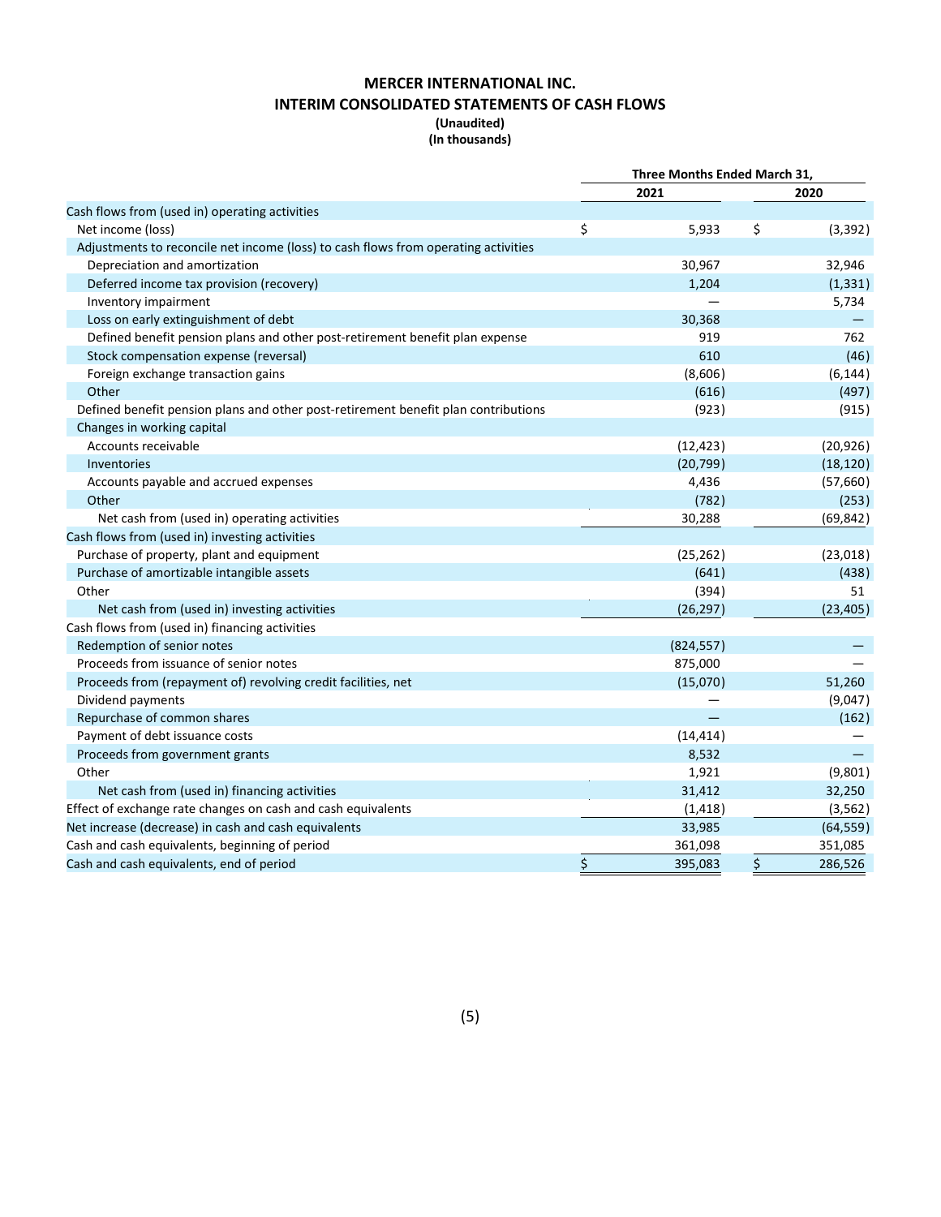# MERCER INTERNATIONAL INC.
## INTERIM CONSOLIDATED STATEMENTS OF CASH FLOWS
**(Unaudited)**
**(In thousands)**

| | Three Months Ended March 31, | |
|---|---|---|
| | 2021 | 2020 |
| Cash flows from (used in) operating activities | | |
| Net income (loss) | $ 5,933 | $ (3,392) |
| Adjustments to reconcile net income (loss) to cash flows from operating activities | | |
| Depreciation and amortization | 30,967 | 32,946 |
| Deferred income tax provision (recovery) | 1,204 | (1,331) |
| Inventory impairment | — | 5,734 |
| Loss on early extinguishment of debt | 30,368 | — |
| Defined benefit pension plans and other post-retirement benefit plan expense | 919 | 762 |
| Stock compensation expense (reversal) | 610 | (46) |
| Foreign exchange transaction gains | (8,606) | (6,144) |
| Other | (616) | (497) |
| Defined benefit pension plans and other post-retirement benefit plan contributions | (923) | (915) |
| Changes in working capital | | |
| Accounts receivable | (12,423) | (20,926) |
| Inventories | (20,799) | (18,120) |
| Accounts payable and accrued expenses | 4,436 | (57,660) |
| Other | (782) | (253) |
| Net cash from (used in) operating activities | 30,288 | (69,842) |
| Cash flows from (used in) investing activities | | |
| Purchase of property, plant and equipment | (25,262) | (23,018) |
| Purchase of amortizable intangible assets | (641) | (438) |
| Other | (394) | 51 |
| Net cash from (used in) investing activities | (26,297) | (23,405) |
| Cash flows from (used in) financing activities | | |
| Redemption of senior notes | (824,557) | — |
| Proceeds from issuance of senior notes | 875,000 | — |
| Proceeds from (repayment of) revolving credit facilities, net | (15,070) | 51,260 |
| Dividend payments | — | (9,047) |
| Repurchase of common shares | — | (162) |
| Payment of debt issuance costs | (14,414) | — |
| Proceeds from government grants | 8,532 | — |
| Other | 1,921 | (9,801) |
| Net cash from (used in) financing activities | 31,412 | 32,250 |
| Effect of exchange rate changes on cash and cash equivalents | (1,418) | (3,562) |
| Net increase (decrease) in cash and cash equivalents | 33,985 | (64,559) |
| Cash and cash equivalents, beginning of period | 361,098 | 351,085 |
| Cash and cash equivalents, end of period | $ 395,083 | $ 286,526 |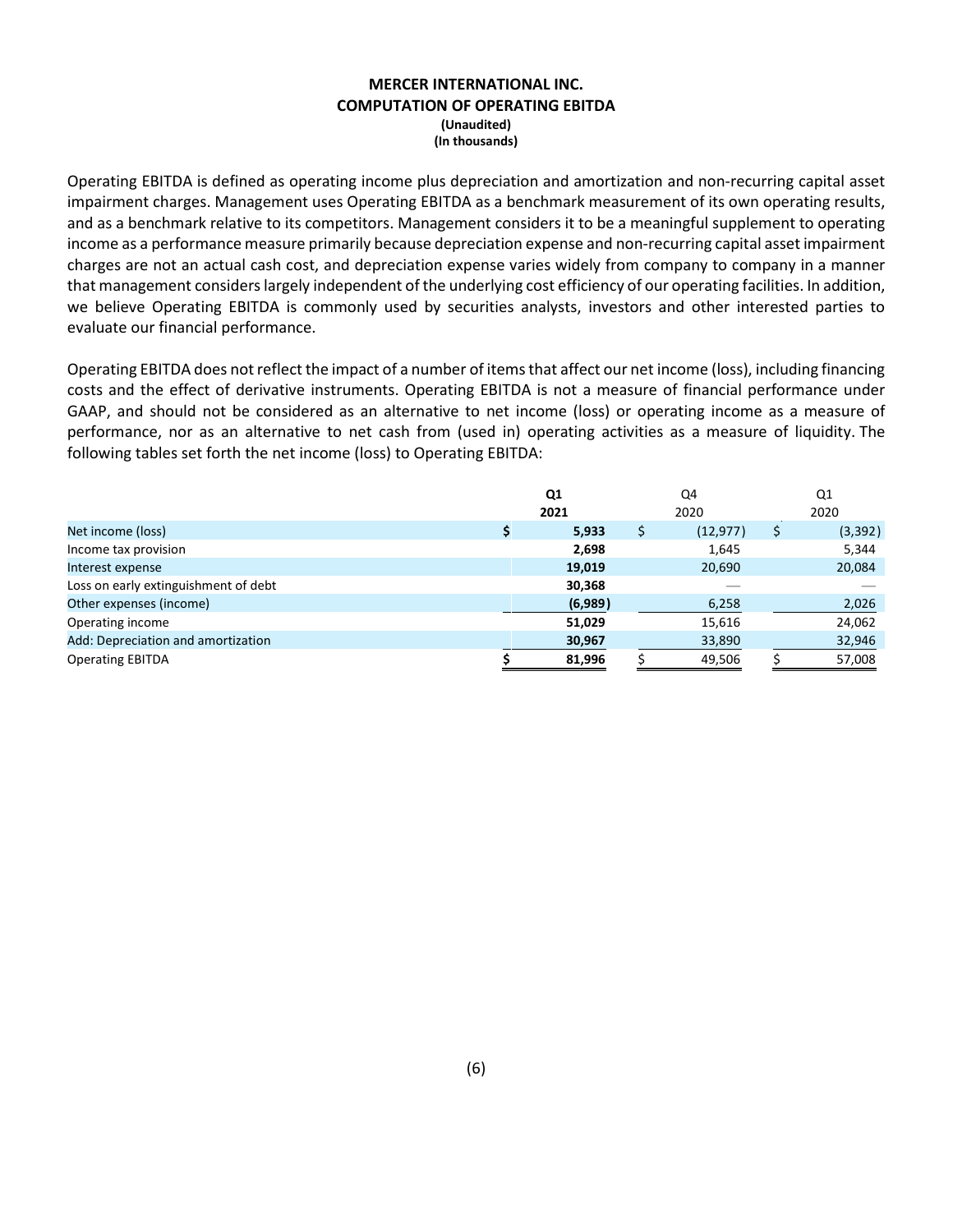**MERCER INTERNATIONAL INC.**
**COMPUTATION OF OPERATING EBITDA**
**(Unaudited)**
**(In thousands)**

Operating EBITDA is defined as operating income plus depreciation and amortization and non-recurring capital asset impairment charges. Management uses Operating EBITDA as a benchmark measurement of its own operating results, and as a benchmark relative to its competitors. Management considers it to be a meaningful supplement to operating income as a performance measure primarily because depreciation expense and non-recurring capital asset impairment charges are not an actual cash cost, and depreciation expense varies widely from company to company in a manner that management considers largely independent of the underlying cost efficiency of our operating facilities. In addition, we believe Operating EBITDA is commonly used by securities analysts, investors and other interested parties to evaluate our financial performance.

Operating EBITDA does not reflect the impact of a number of items that affect our net income (loss), including financing costs and the effect of derivative instruments. Operating EBITDA is not a measure of financial performance under GAAP, and should not be considered as an alternative to net income (loss) or operating income as a measure of performance, nor as an alternative to net cash from (used in) operating activities as a measure of liquidity. The following tables set forth the net income (loss) to Operating EBITDA:

| | **Q1 2021** | Q4 2020 | Q1 2020 |
|---|---|---|---|
| Net income (loss) | **$ 5,933** | $ (12,977) | $ (3,392) |
| Income tax provision | **2,698** | 1,645 | 5,344 |
| Interest expense | **19,019** | 20,690 | 20,084 |
| Loss on early extinguishment of debt | **30,368** | — | — |
| Other expenses (income) | **(6,989)** | 6,258 | 2,026 |
| Operating income | **51,029** | 15,616 | 24,062 |
| Add: Depreciation and amortization | **30,967** | 33,890 | 32,946 |
| Operating EBITDA | **$ 81,996** | $ 49,506 | $ 57,008 |